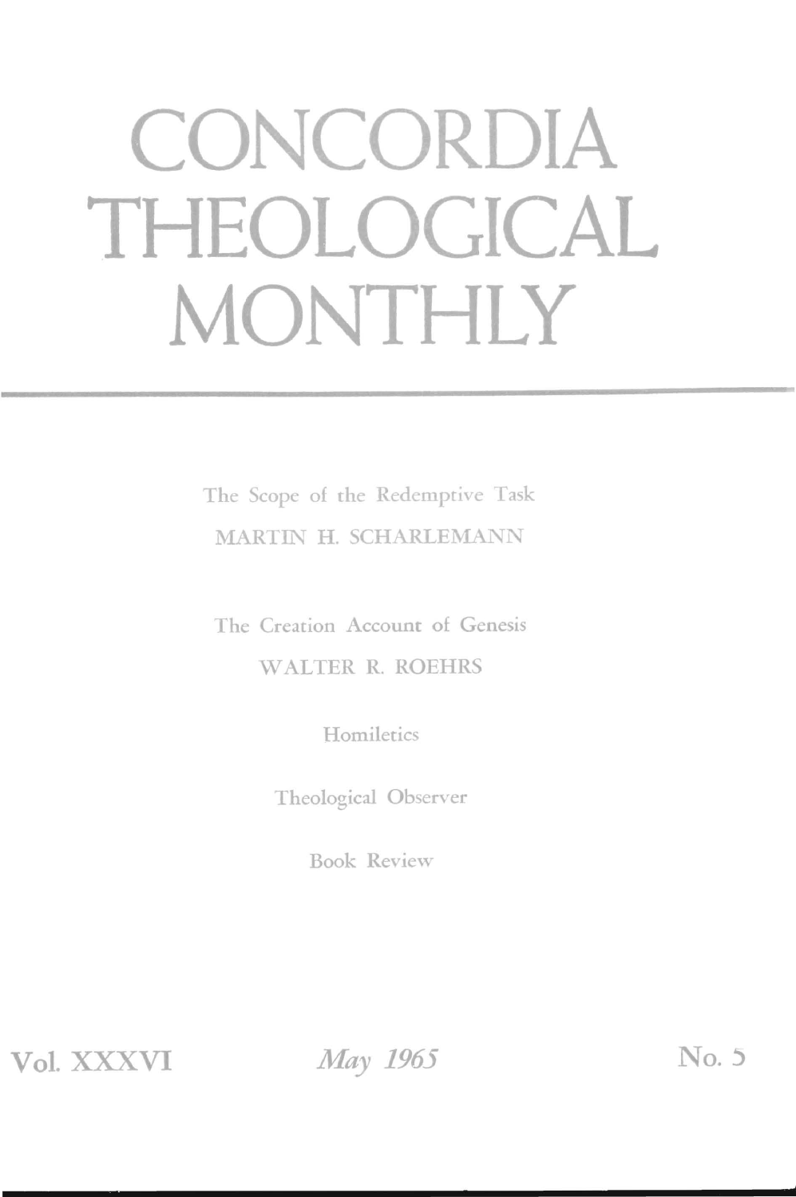# CONCORDIA THEOLOGICAL MONTHLY

The Scope of the Redemptive Task

MARTIN H. SCHARLEMANN

The Creation Account of Genesis

WALTER R. ROEHRS

Homiletics

Theological Observer

Book Review

Vol. XXXVI *May 1965* No. 5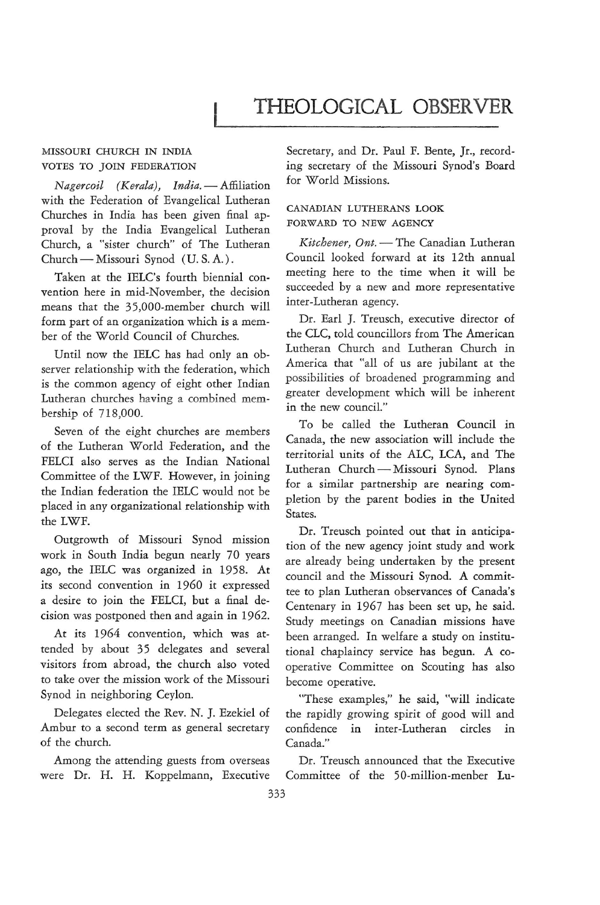# THEOLOGICAL OBSERVER

MISSOURI CHURCH IN INDIA VOTES TO JOIN FEDERATION

*Nagercoil (Kerala), India.* — Affiliation with the Federation of Evangelical Lutheran Churches in India has been given final approval by the India Evangelical Lutheran Church, a "sister church" of The Lutheran Church — Missouri Synod (U. S. A.).

Taken at the IELC's fourth biennial convention here in mid-November, the decision means that the 35,000-member church will form part of an organization which is a member of the World Council of Churches.

Until now the IELC has had only an observer relationship with the federation, which is the common agency of eight other Indian Lutheran churches having a combined membership of 718,000.

Seven of the eight churches are members of the Lutheran World Federation, and the FELCI also serves as the Indian National Committee of the LWF. However, in joining the Indian federation the IELC would not be placed in any organizational relationship with the LWF.

Outgrowth of Missouri Synod mission work in South India begun nearly 70 years ago, the IELC was organized in 1958. At its second convention in 1960 it expressed a desire to join the FELCI, but a final decision was postponed then and again in 1962.

At its 1964 convention, which was attended by about 35 delegates and several visitors from abroad, the church also voted to take over the mission work of the Missouri Synod in neighboring Ceylon.

Delegates elected the Rev. N. J. Ezekiel of Ambur to a second term as general secretary of the church.

Among the attending guests from overseas were Dr. H. H. Koppelmann, Executive Secretary, and Dr. Paul F. Bente, Jr., recording secretary of the Missouri Synod's Board for World Missions.

CANADIAN LUTHERANS LOOK FORWARD TO NEW AGENCY

*Kitchener, Ont.* — The Canadian Lutheran Council looked forward at its 12th annual meeting here to the time when it will be succeeded by a new and more representative inter-Lutheran agency.

Dr. Earl J. Treusch, executive director of the CLC, told councillors from The American Lutheran Church and Lutheran Church in America that "all of us are jubilant at the possibilities of broadened programming and greater development which will be inherent in the new council."

To be called the Lutheran Council in Canada, the new association will include the territorial units of the ALC, LCA, and The Lutheran Church — Missouri Synod. Plans for a similar partnership are nearing completion by the parent bodies in the United States.

Dr. Treusch pointed out that in anticipation of the new agency joint study and work are already being undertaken by the present council and the Missouri Synod. A committee to plan Lutheran observances of Canada's Centenary in 1967 has been set up, he said. Study meetings on Canadian missions have been arranged. In welfare a study on institutional chaplaincy service has begun. A cooperative Committee on Scouting has also become operative.

"These examples," he said, "will indicate the rapidly growing spirit of good will and confidence in inter-Lutheran circles in Canada."

Dr. Treusch announced that the Executive Committee of the 50-million-menber Lu-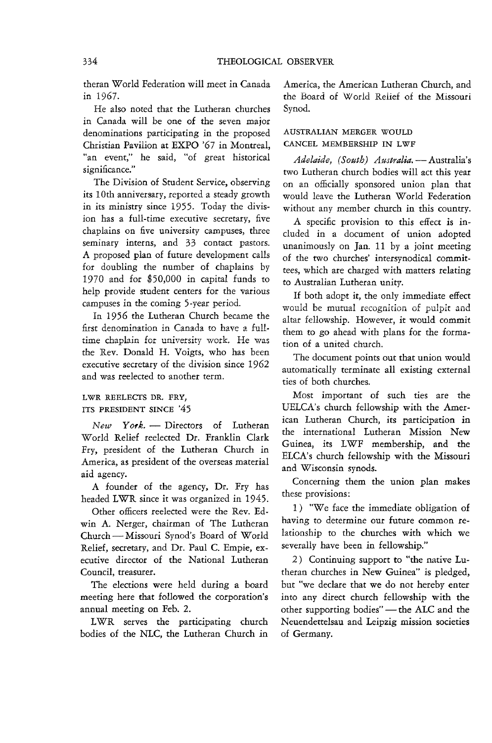theran World Federation will meet in Canada in 1967.

He also noted that the Lutheran churches in Canada will be one of the seven major denominations participating in the proposed Christian Pavilion at EXPO '67 in Montreal, "an event," he said, "of great historical significance."

The Division of Student Service, observing its 10th anniversary, reported a steady growth in its ministry since 1955. Today the division has a full-time executive secretary, five chaplains on five university campuses, three seminary interns, and 33 contact pastors. A proposed plan of future development calls for doubling the number of chaplains by 1970 and for $50,000 in capital funds to help provide student centers for the various campuses in the coming 5-year period.

In 1956 the Lutheran Church became the first denomination in Canada to have a full-time chaplain for university work. He was the Rev. Donald H. Voigts, who has been executive secretary of the division since 1962 and was reelected to another term.

### LWR REELECTS DR. FRY, ITS PRESIDENT SINCE '45

*New York.* — Directors of Lutheran World Relief reelected Dr. Franklin Clark Fry, president of the Lutheran Church in America, as president of the overseas material aid agency.

A founder of the agency, Dr. Fry has headed LWR since it was organized in 1945.

Other officers reelected were the Rev. Edwin A. Nerger, chairman of The Lutheran Church — Missouri Synod's Board of World Relief, secretary, and Dr. Paul C. Empie, executive director of the National Lutheran Council, treasurer.

The elections were held during a board meeting here that followed the corporation's annual meeting on Feb. 2.

LWR serves the participating church bodies of the NLC, the Lutheran Church in America, the American Lutheran Church, and the Board of World Relief of the Missouri Synod.

### AUSTRALIAN MERGER WOULD CANCEL MEMBERSHIP IN LWF

*Adelaide, (South) Australia.* — Australia's two Lutheran church bodies will act this year on an officially sponsored union plan that would leave the Lutheran World Federation without any member church in this country.

A specific provision to this effect is included in a document of union adopted unanimously on Jan. 11 by a joint meeting of the two churches' intersynodical committees, which are charged with matters relating to Australian Lutheran unity.

If both adopt it, the only immediate effect would be mutual recognition of pulpit and altar fellowship. However, it would commit them to go ahead with plans for the formation of a united church.

The document points out that union would automatically terminate all existing external ties of both churches.

Most important of such ties are the UELCA's church fellowship with the American Lutheran Church, its participation in the international Lutheran Mission New Guinea, its LWF membership, and the ELCA's church fellowship with the Missouri and Wisconsin synods.

Concerning them the union plan makes these provisions:

1) "We face the immediate obligation of having to determine our future common relationship to the churches with which we severally have been in fellowship."

2) Continuing support to "the native Lutheran churches in New Guinea" is pledged, but "we declare that we do not hereby enter into any direct church fellowship with the other supporting bodies" — the ALC and the Neuendettelsau and Leipzig mission societies of Germany.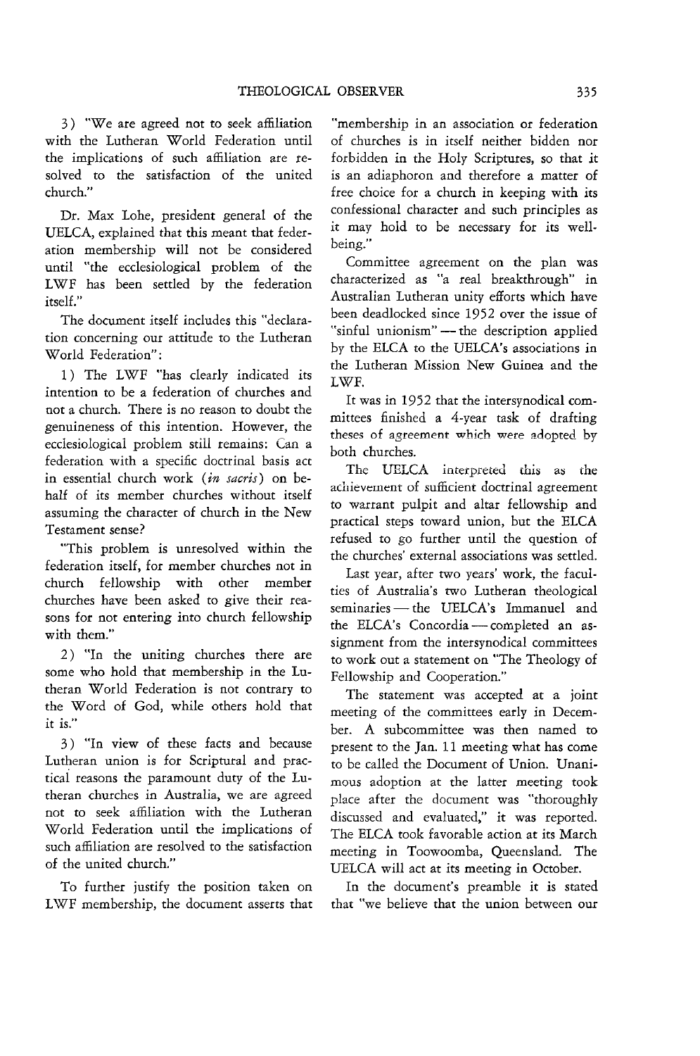3) "We are agreed not to seek affiliation with the Lutheran World Federation until the implications of such affiliation are resolved to the satisfaction of the united church."

Dr. Max Lohe, president general of the UELCA, explained that this meant that federation membership will not be considered until "the ecclesiological problem of the LWF has been settled by the federation itself."

The document itself includes this "declaration concerning our attitude to the Lutheran World Federation":

1) The LWF "has clearly indicated its intention to be a federation of churches and not a church. There is no reason to doubt the genuineness of this intention. However, the ecclesiological problem still remains: Can a federation with a specific doctrinal basis act in essential church work (*in sacris*) on behalf of its member churches without itself assuming the character of church in the New Testament sense?

"This problem is unresolved within the federation itself, for member churches not in church fellowship with other member churches have been asked to give their reasons for not entering into church fellowship with them."

2) "In the uniting churches there are some who hold that membership in the Lutheran World Federation is not contrary to the Word of God, while others hold that it is."

3) "In view of these facts and because Lutheran union is for Scriptural and practical reasons the paramount duty of the Lutheran churches in Australia, we are agreed not to seek affiliation with the Lutheran World Federation until the implications of such affiliation are resolved to the satisfaction of the united church."

To further justify the position taken on LWF membership, the document asserts that "membership in an association or federation of churches is in itself neither bidden nor forbidden in the Holy Scriptures, so that it is an adiaphoron and therefore a matter of free choice for a church in keeping with its confessional character and such principles as it may hold to be necessary for its well-being."

Committee agreement on the plan was characterized as "a real breakthrough" in Australian Lutheran unity efforts which have been deadlocked since 1952 over the issue of "sinful unionism" — the description applied by the ELCA to the UELCA's associations in the Lutheran Mission New Guinea and the LWF.

It was in 1952 that the intersynodical committees finished a 4-year task of drafting theses of agreement which were adopted by both churches.

The UELCA interpreted this as the achievement of sufficient doctrinal agreement to warrant pulpit and altar fellowship and practical steps toward union, but the ELCA refused to go further until the question of the churches' external associations was settled.

Last year, after two years' work, the faculties of Australia's two Lutheran theological seminaries — the UELCA's Immanuel and the ELCA's Concordia — completed an assignment from the intersynodical committees to work out a statement on "The Theology of Fellowship and Cooperation."

The statement was accepted at a joint meeting of the committees early in December. A subcommittee was then named to present to the Jan. 11 meeting what has come to be called the Document of Union. Unanimous adoption at the latter meeting took place after the document was "thoroughly discussed and evaluated," it was reported. The ELCA took favorable action at its March meeting in Toowoomba, Queensland. The UELCA will act at its meeting in October.

In the document's preamble it is stated that "we believe that the union between our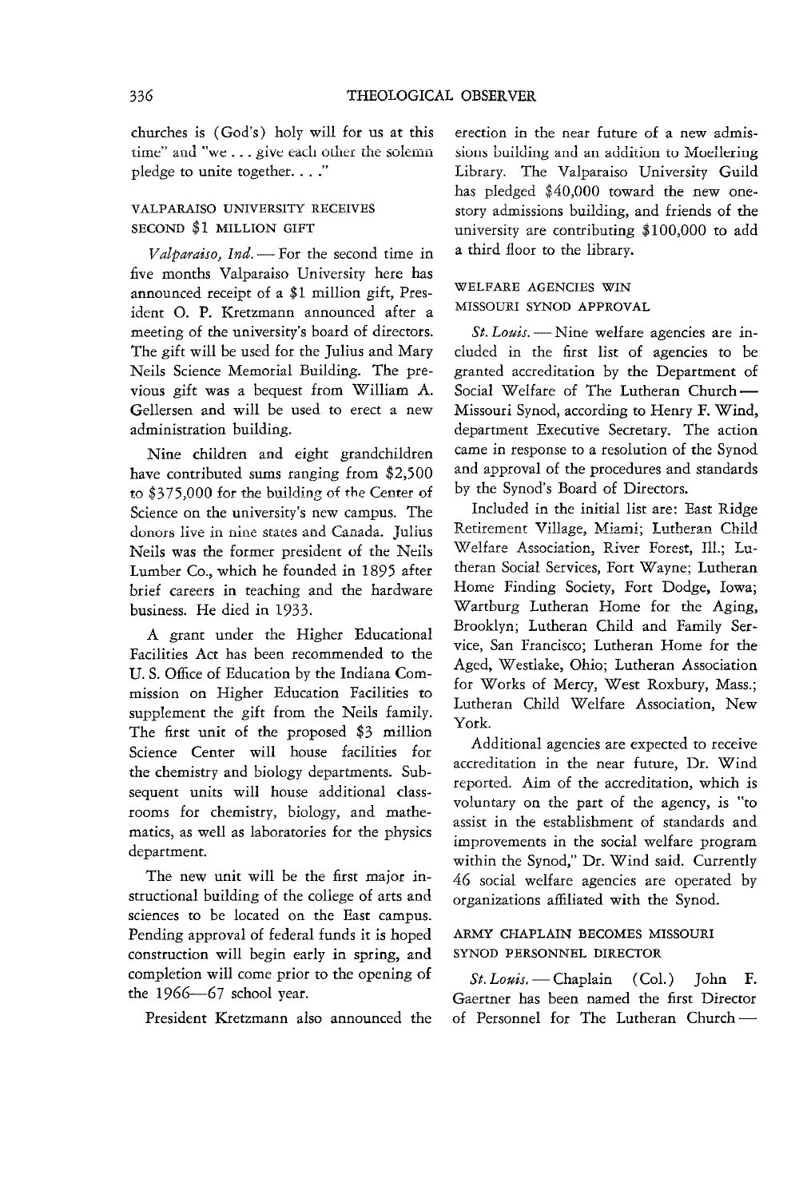churches is (God's) holy will for us at this time" and "we . . . give each other the solemn pledge to unite together. . . ."

### VALPARAISO UNIVERSITY RECEIVES SECOND $1 MILLION GIFT

*Valparaiso, Ind.* — For the second time in five months Valparaiso University here has announced receipt of a $1 million gift, President O. P. Kretzmann announced after a meeting of the university's board of directors. The gift will be used for the Julius and Mary Neils Science Memorial Building. The previous gift was a bequest from William A. Gellersen and will be used to erect a new administration building.

Nine children and eight grandchildren have contributed sums ranging from $2,500 to $375,000 for the building of the Center of Science on the university's new campus. The donors live in nine states and Canada. Julius Neils was the former president of the Neils Lumber Co., which he founded in 1895 after brief careers in teaching and the hardware business. He died in 1933.

A grant under the Higher Educational Facilities Act has been recommended to the U. S. Office of Education by the Indiana Commission on Higher Education Facilities to supplement the gift from the Neils family. The first unit of the proposed $3 million Science Center will house facilities for the chemistry and biology departments. Subsequent units will house additional classrooms for chemistry, biology, and mathematics, as well as laboratories for the physics department.

The new unit will be the first major instructional building of the college of arts and sciences to be located on the East campus. Pending approval of federal funds it is hoped construction will begin early in spring, and completion will come prior to the opening of the 1966—67 school year.

President Kretzmann also announced the erection in the near future of a new admissions building and an addition to Moellering Library. The Valparaiso University Guild has pledged $40,000 toward the new one-story admissions building, and friends of the university are contributing $100,000 to add a third floor to the library.

### WELFARE AGENCIES WIN MISSOURI SYNOD APPROVAL

*St. Louis.* — Nine welfare agencies are included in the first list of agencies to be granted accreditation by the Department of Social Welfare of The Lutheran Church — Missouri Synod, according to Henry F. Wind, department Executive Secretary. The action came in response to a resolution of the Synod and approval of the procedures and standards by the Synod's Board of Directors.

Included in the initial list are: East Ridge Retirement Village, Miami; Lutheran Child Welfare Association, River Forest, Ill.; Lutheran Social Services, Fort Wayne; Lutheran Home Finding Society, Fort Dodge, Iowa; Wartburg Lutheran Home for the Aging, Brooklyn; Lutheran Child and Family Service, San Francisco; Lutheran Home for the Aged, Westlake, Ohio; Lutheran Association for Works of Mercy, West Roxbury, Mass.; Lutheran Child Welfare Association, New York.

Additional agencies are expected to receive accreditation in the near future, Dr. Wind reported. Aim of the accreditation, which is voluntary on the part of the agency, is "to assist in the establishment of standards and improvements in the social welfare program within the Synod," Dr. Wind said. Currently 46 social welfare agencies are operated by organizations affiliated with the Synod.

### ARMY CHAPLAIN BECOMES MISSOURI SYNOD PERSONNEL DIRECTOR

*St. Louis.* — Chaplain (Col.) John F. Gaertner has been named the first Director of Personnel for The Lutheran Church —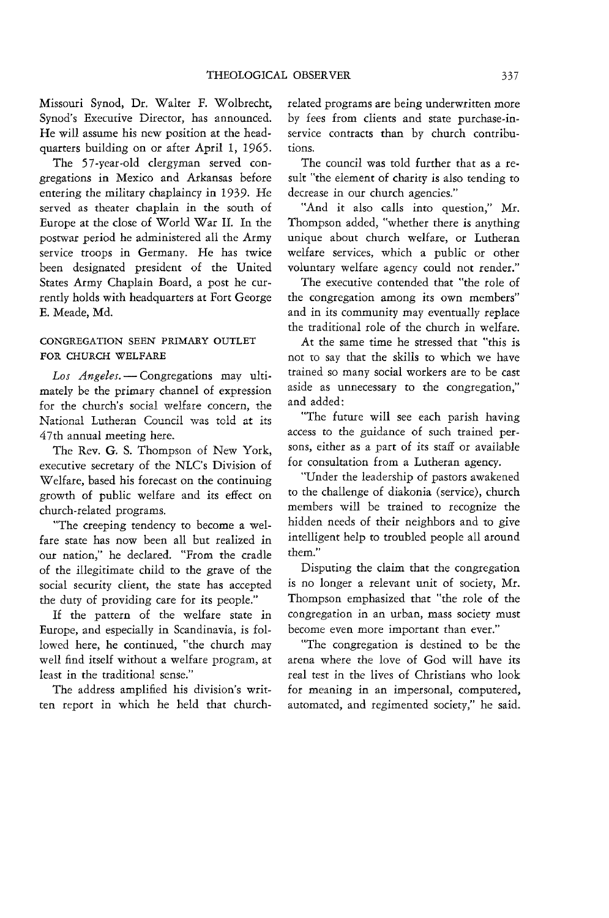Missouri Synod, Dr. Walter F. Wolbrecht, Synod's Executive Director, has announced. He will assume his new position at the headquarters building on or after April 1, 1965.

The 57-year-old clergyman served congregations in Mexico and Arkansas before entering the military chaplaincy in 1939. He served as theater chaplain in the south of Europe at the close of World War II. In the postwar period he administered all the Army service troops in Germany. He has twice been designated president of the United States Army Chaplain Board, a post he currently holds with headquarters at Fort George E. Meade, Md.

## CONGREGATION SEEN PRIMARY OUTLET FOR CHURCH WELFARE

*Los Angeles.* — Congregations may ultimately be the primary channel of expression for the church's social welfare concern, the National Lutheran Council was told at its 47th annual meeting here.

The Rev. G. S. Thompson of New York, executive secretary of the NLC's Division of Welfare, based his forecast on the continuing growth of public welfare and its effect on church-related programs.

"The creeping tendency to become a welfare state has now been all but realized in our nation," he declared. "From the cradle of the illegitimate child to the grave of the social security client, the state has accepted the duty of providing care for its people."

If the pattern of the welfare state in Europe, and especially in Scandinavia, is followed here, he continued, "the church may well find itself without a welfare program, at least in the traditional sense."

The address amplified his division's written report in which he held that church-related programs are being underwritten more by fees from clients and state purchase-in-service contracts than by church contributions.

The council was told further that as a result "the element of charity is also tending to decrease in our church agencies."

"And it also calls into question," Mr. Thompson added, "whether there is anything unique about church welfare, or Lutheran welfare services, which a public or other voluntary welfare agency could not render."

The executive contended that "the role of the congregation among its own members" and in its community may eventually replace the traditional role of the church in welfare.

At the same time he stressed that "this is not to say that the skills to which we have trained so many social workers are to be cast aside as unnecessary to the congregation," and added:

"The future will see each parish having access to the guidance of such trained persons, either as a part of its staff or available for consultation from a Lutheran agency.

"Under the leadership of pastors awakened to the challenge of diakonia (service), church members will be trained to recognize the hidden needs of their neighbors and to give intelligent help to troubled people all around them."

Disputing the claim that the congregation is no longer a relevant unit of society, Mr. Thompson emphasized that "the role of the congregation in an urban, mass society must become even more important than ever."

"The congregation is destined to be the arena where the love of God will have its real test in the lives of Christians who look for meaning in an impersonal, computered, automated, and regimented society," he said.